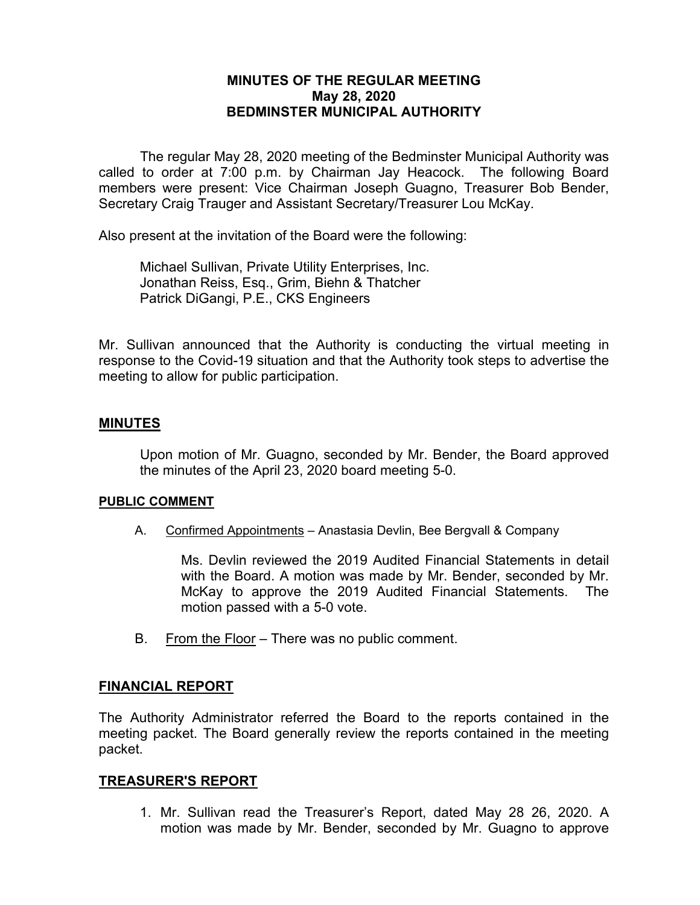**MINUTES OF THE REGULAR MEETING**
**May 28, 2020**
**BEDMINSTER MUNICIPAL AUTHORITY**

The regular May 28, 2020 meeting of the Bedminster Municipal Authority was called to order at 7:00 p.m. by Chairman Jay Heacock. The following Board members were present: Vice Chairman Joseph Guagno, Treasurer Bob Bender, Secretary Craig Trauger and Assistant Secretary/Treasurer Lou McKay.

Also present at the invitation of the Board were the following:

Michael Sullivan, Private Utility Enterprises, Inc.
Jonathan Reiss, Esq., Grim, Biehn & Thatcher
Patrick DiGangi, P.E., CKS Engineers

Mr. Sullivan announced that the Authority is conducting the virtual meeting in response to the Covid-19 situation and that the Authority took steps to advertise the meeting to allow for public participation.

## MINUTES

Upon motion of Mr. Guagno, seconded by Mr. Bender, the Board approved the minutes of the April 23, 2020 board meeting 5-0.

### PUBLIC COMMENT

A. Confirmed Appointments – Anastasia Devlin, Bee Bergvall & Company

Ms. Devlin reviewed the 2019 Audited Financial Statements in detail with the Board. A motion was made by Mr. Bender, seconded by Mr. McKay to approve the 2019 Audited Financial Statements. The motion passed with a 5-0 vote.

B. From the Floor – There was no public comment.

## FINANCIAL REPORT

The Authority Administrator referred the Board to the reports contained in the meeting packet. The Board generally review the reports contained in the meeting packet.

## TREASURER'S REPORT

1. Mr. Sullivan read the Treasurer's Report, dated May 28 26, 2020. A motion was made by Mr. Bender, seconded by Mr. Guagno to approve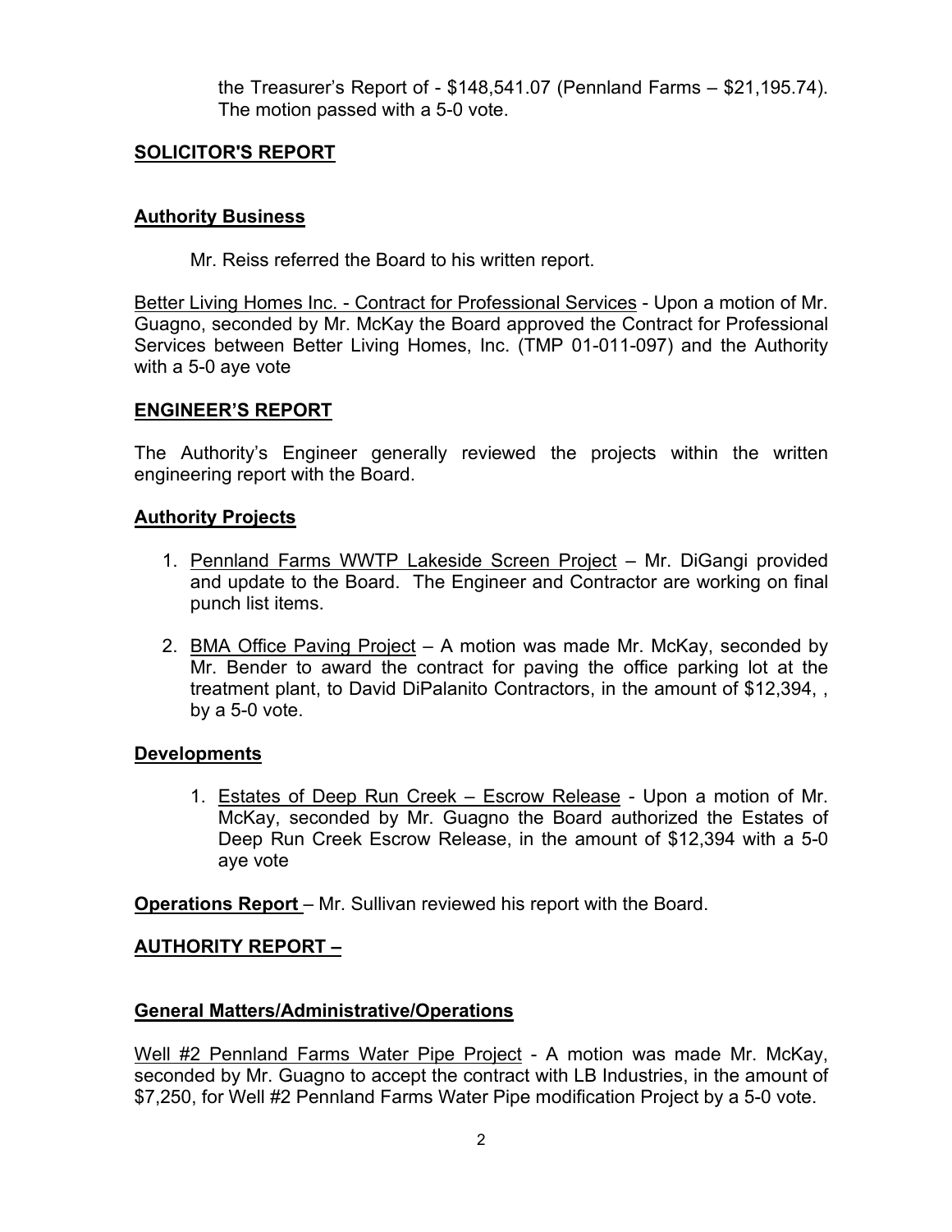the Treasurer's Report of - $148,541.07 (Pennland Farms – $21,195.74). The motion passed with a 5-0 vote.

## SOLICITOR'S REPORT

### Authority Business

Mr. Reiss referred the Board to his written report.

Better Living Homes Inc. - Contract for Professional Services - Upon a motion of Mr. Guagno, seconded by Mr. McKay the Board approved the Contract for Professional Services between Better Living Homes, Inc. (TMP 01-011-097) and the Authority with a 5-0 aye vote

## ENGINEER'S REPORT

The Authority's Engineer generally reviewed the projects within the written engineering report with the Board.

### Authority Projects

1. Pennland Farms WWTP Lakeside Screen Project – Mr. DiGangi provided and update to the Board. The Engineer and Contractor are working on final punch list items.
2. BMA Office Paving Project – A motion was made Mr. McKay, seconded by Mr. Bender to award the contract for paving the office parking lot at the treatment plant, to David DiPalanito Contractors, in the amount of $12,394, , by a 5-0 vote.

### Developments

1. Estates of Deep Run Creek – Escrow Release - Upon a motion of Mr. McKay, seconded by Mr. Guagno the Board authorized the Estates of Deep Run Creek Escrow Release, in the amount of $12,394 with a 5-0 aye vote

**Operations Report** – Mr. Sullivan reviewed his report with the Board.

## AUTHORITY REPORT –

### General Matters/Administrative/Operations

Well #2 Pennland Farms Water Pipe Project - A motion was made Mr. McKay, seconded by Mr. Guagno to accept the contract with LB Industries, in the amount of $7,250, for Well #2 Pennland Farms Water Pipe modification Project by a 5-0 vote.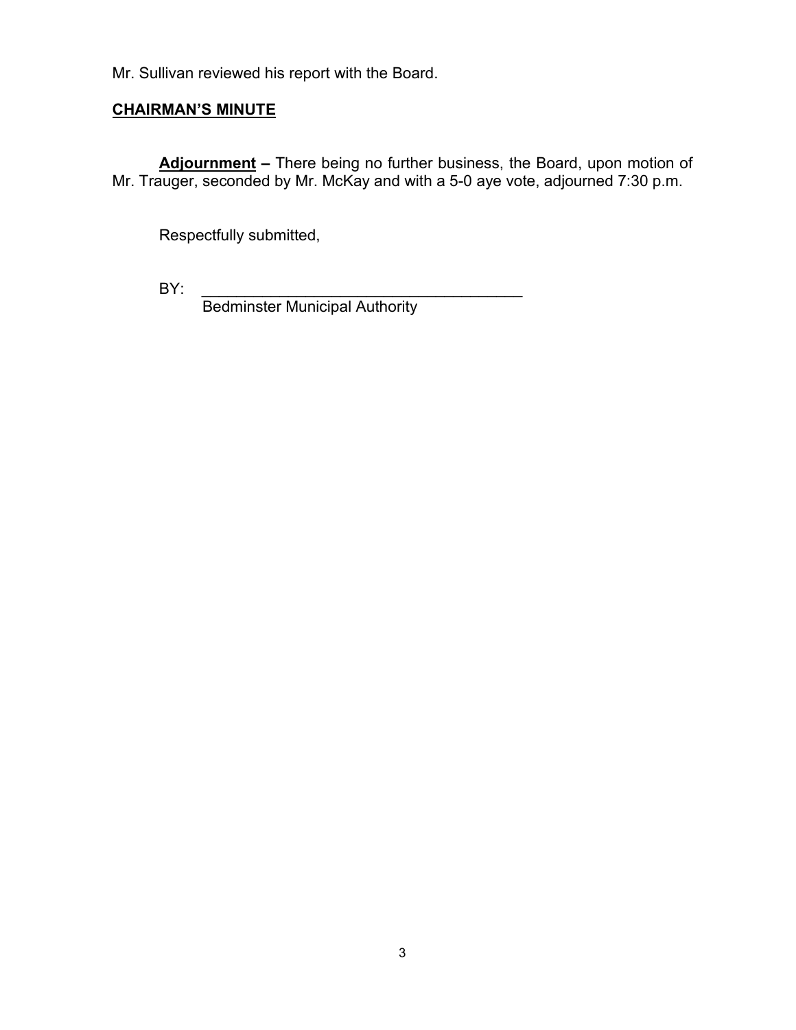Mr. Sullivan reviewed his report with the Board.

**CHAIRMAN'S MINUTE**

**Adjournment –** There being no further business, the Board, upon motion of Mr. Trauger, seconded by Mr. McKay and with a 5-0 aye vote, adjourned 7:30 p.m.

Respectfully submitted,

BY: ______________________________________
Bedminster Municipal Authority